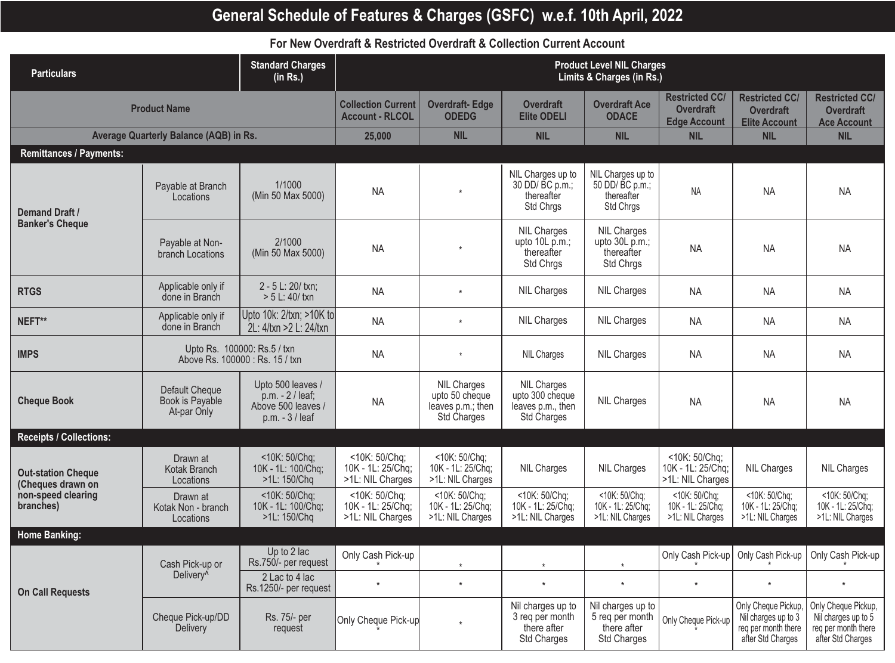# General Schedule of Features & Charges (GSFC) w.e.f. 10th April, 2022

## For New Overdraft & Restricted Overdraft & Collection Current Account

| Particulars | | Standard Charges (in Rs.) | Product Level NIL Charges Limits & Charges (in Rs.) | | | | | | |
|---|---|---|---|---|---|---|---|---|---|
| Product Name | | | Collection Current Account - RLCOL | Overdraft- Edge ODEDG | Overdraft Elite ODELI | Overdraft Ace ODACE | Restricted CC/ Overdraft Edge Account | Restricted CC/ Overdraft Elite Account | Restricted CC/ Overdraft Ace Account |
| Average Quarterly Balance (AQB) in Rs. | | | 25,000 | NIL | NIL | NIL | NIL | NIL | NIL |
| **Remittances / Payments:** | | | | | | | | | |
| Demand Draft / Banker's Cheque | Payable at Branch Locations | 1/1000 (Min 50 Max 5000) | NA | * | NIL Charges up to 30 DD/ BC p.m.; thereafter Std Chrgs | NIL Charges up to 50 DD/ BC p.m.; thereafter Std Chrgs | NA | NA | NA |
| | Payable at Non-branch Locations | 2/1000 (Min 50 Max 5000) | NA | * | NIL Charges upto 10L p.m.; thereafter Std Chrgs | NIL Charges upto 30L p.m.; thereafter Std Chrgs | NA | NA | NA |
| RTGS | Applicable only if done in Branch | 2 - 5 L: 20/ txn; > 5 L: 40/ txn | NA | * | NIL Charges | NIL Charges | NA | NA | NA |
| NEFT** | Applicable only if done in Branch | Upto 10k: 2/txn; >10K to 2L: 4/txn >2 L: 24/txn | NA | * | NIL Charges | NIL Charges | NA | NA | NA |
| IMPS | Upto Rs. 100000: Rs.5 / txn Above Rs. 100000 : Rs. 15 / txn | | NA | * | NIL Charges | NIL Charges | NA | NA | NA |
| Cheque Book | Default Cheque Book is Payable At-par Only | Upto 500 leaves / p.m. - 2 / leaf; Above 500 leaves / p.m. - 3 / leaf | NA | NIL Charges upto 50 cheque leaves p.m.; then Std Charges | NIL Charges upto 300 cheque leaves p.m., then Std Charges | NIL Charges | NA | NA | NA |
| **Receipts / Collections:** | | | | | | | | | |
| Out-station Cheque (Cheques drawn on non-speed clearing branches) | Drawn at Kotak Branch Locations | <10K: 50/Chq; 10K - 1L: 100/Chq; >1L: 150/Chq | <10K: 50/Chq; 10K - 1L: 25/Chq; >1L: NIL Charges | <10K: 50/Chq; 10K - 1L: 25/Chq; >1L: NIL Charges | NIL Charges | NIL Charges | <10K: 50/Chq; 10K - 1L: 25/Chq; >1L: NIL Charges | NIL Charges | NIL Charges |
| | Drawn at Kotak Non - branch Locations | <10K: 50/Chq; 10K - 1L: 100/Chq; >1L: 150/Chq | <10K: 50/Chq; 10K - 1L: 25/Chq; >1L: NIL Charges | <10K: 50/Chq; 10K - 1L: 25/Chq; >1L: NIL Charges | <10K: 50/Chq; 10K - 1L: 25/Chq; >1L: NIL Charges | <10K: 50/Chq; 10K - 1L: 25/Chq; >1L: NIL Charges | <10K: 50/Chq; 10K - 1L: 25/Chq; >1L: NIL Charges | <10K: 50/Chq; 10K - 1L: 25/Chq; >1L: NIL Charges | <10K: 50/Chq; 10K - 1L: 25/Chq; >1L: NIL Charges |
| **Home Banking:** | | | | | | | | | |
| On Call Requests | Cash Pick-up or Delivery^ | Up to 2 lac Rs.750/- per request | Only Cash Pick-up * | * | * | * | Only Cash Pick-up * | Only Cash Pick-up * | Only Cash Pick-up * |
| | | 2 Lac to 4 lac Rs.1250/- per request | * | * | * | * | * | * | * |
| | Cheque Pick-up/DD Delivery | Rs. 75/- per request | Only Cheque Pick-up * | * | Nil charges up to 3 req per month there after Std Charges | Nil charges up to 5 req per month there after Std Charges | Only Cheque Pick-up * | Only Cheque Pickup, Nil charges up to 3 req per month there after Std Charges | Only Cheque Pickup, Nil charges up to 5 req per month there after Std Charges |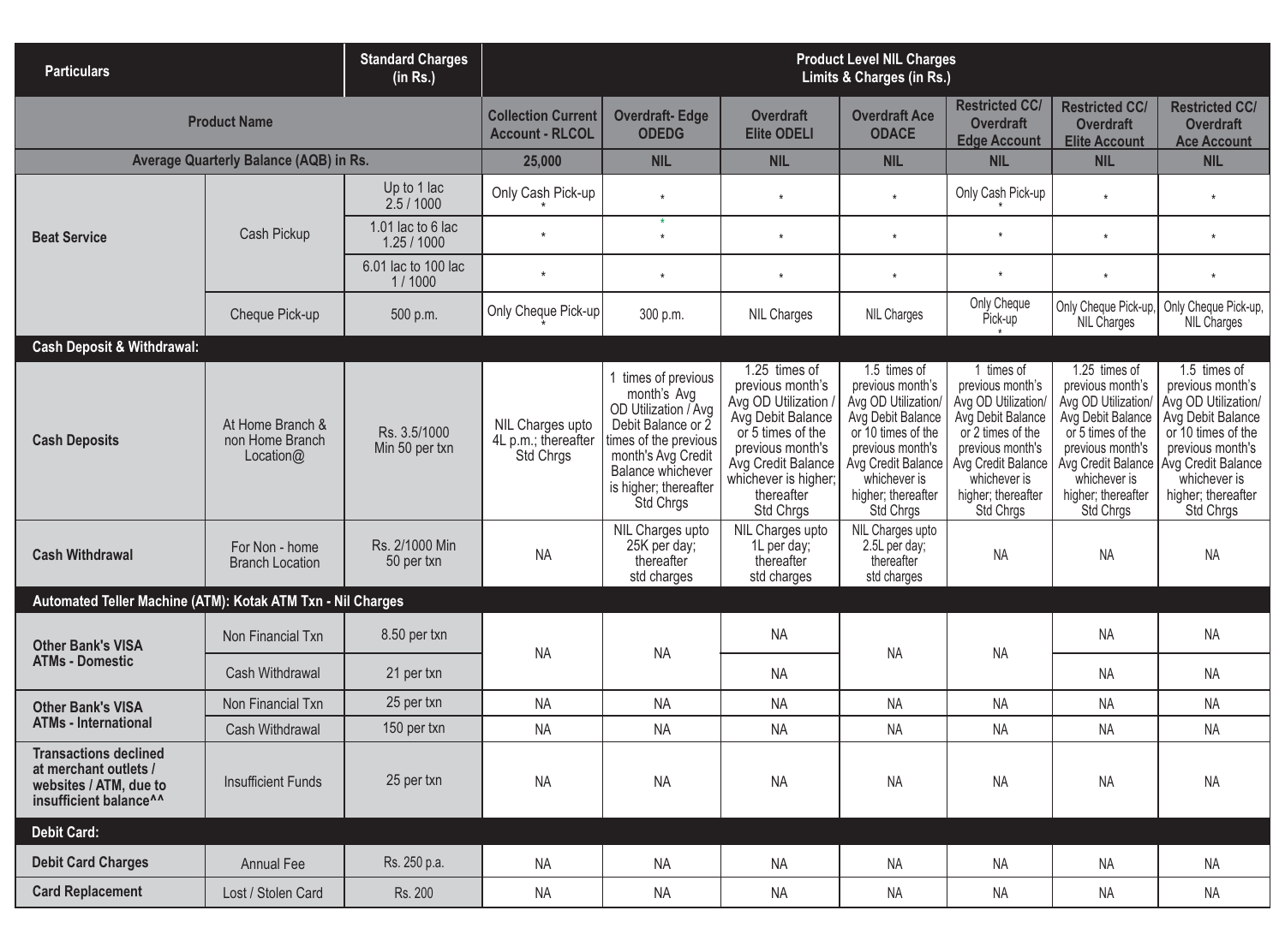| Particulars | | Standard Charges (in Rs.) | Product Level NIL Charges Limits & Charges (in Rs.) | | | | | | |
|---|---|---|---|---|---|---|---|---|---|
| Product Name | | | Collection Current Account - RLCOL | Overdraft- Edge ODEDG | Overdraft Elite ODELI | Overdraft Ace ODACE | Restricted CC/ Overdraft Edge Account | Restricted CC/ Overdraft Elite Account | Restricted CC/ Overdraft Ace Account |
| Average Quarterly Balance (AQB) in Rs. | | | 25,000 | NIL | NIL | NIL | NIL | NIL | NIL |
| Beat Service | Cash Pickup | Up to 1 lac 2.5 / 1000 | Only Cash Pick-up * | * | * | * | Only Cash Pick-up * | * | * |
| | | 1.01 lac to 6 lac 1.25 / 1000 | * | * | * | * | * | * | * |
| | | 6.01 lac to 100 lac 1 / 1000 | * | * | * | * | * | * | * |
| | Cheque Pick-up | 500 p.m. | Only Cheque Pick-up * | 300 p.m. | NIL Charges | NIL Charges | Only Cheque Pick-up * | Only Cheque Pick-up, NIL Charges | Only Cheque Pick-up, NIL Charges |
| **Cash Deposit & Withdrawal:** | | | | | | | | | |
| Cash Deposits | At Home Branch & non Home Branch Location@ | Rs. 3.5/1000 Min 50 per txn | NIL Charges upto 4L p.m.; thereafter Std Chrgs | 1 times of previous month's Avg OD Utilization / Avg Debit Balance or 2 times of the previous month's Avg Credit Balance whichever is higher; thereafter Std Chrgs | 1.25 times of previous month's Avg OD Utilization / Avg Debit Balance or 5 times of the previous month's Avg Credit Balance whichever is higher; thereafter Std Chrgs | 1.5 times of previous month's Avg OD Utilization/ Avg Debit Balance or 10 times of the previous month's Avg Credit Balance whichever is higher; thereafter Std Chrgs | 1 times of previous month's Avg OD Utilization/ Avg Debit Balance or 2 times of the previous month's Avg Credit Balance whichever is higher; thereafter Std Chrgs | 1.25 times of previous month's Avg OD Utilization/ Avg Debit Balance or 5 times of the previous month's Avg Credit Balance whichever is higher; thereafter Std Chrgs | 1.5 times of previous month's Avg OD Utilization/ Avg Debit Balance or 10 times of the previous month's Avg Credit Balance whichever is higher; thereafter Std Chrgs |
| Cash Withdrawal | For Non - home Branch Location | Rs. 2/1000 Min 50 per txn | NA | NIL Charges upto 25K per day; thereafter std charges | NIL Charges upto 1L per day; thereafter std charges | NIL Charges upto 2.5L per day; thereafter std charges | NA | NA | NA |
| **Automated Teller Machine (ATM): Kotak ATM Txn - Nil Charges** | | | | | | | | | |
| Other Bank's VISA ATMs - Domestic | Non Financial Txn | 8.50 per txn | NA | NA | NA | NA | NA | NA | NA |
| | Cash Withdrawal | 21 per txn | | | NA | | | NA | NA |
| Other Bank's VISA ATMs - International | Non Financial Txn | 25 per txn | NA | NA | NA | NA | NA | NA | NA |
| | Cash Withdrawal | 150 per txn | NA | NA | NA | NA | NA | NA | NA |
| Transactions declined at merchant outlets / websites / ATM, due to insufficient balance^^ | Insufficient Funds | 25 per txn | NA | NA | NA | NA | NA | NA | NA |
| **Debit Card:** | | | | | | | | | |
| Debit Card Charges | Annual Fee | Rs. 250 p.a. | NA | NA | NA | NA | NA | NA | NA |
| Card Replacement | Lost / Stolen Card | Rs. 200 | NA | NA | NA | NA | NA | NA | NA |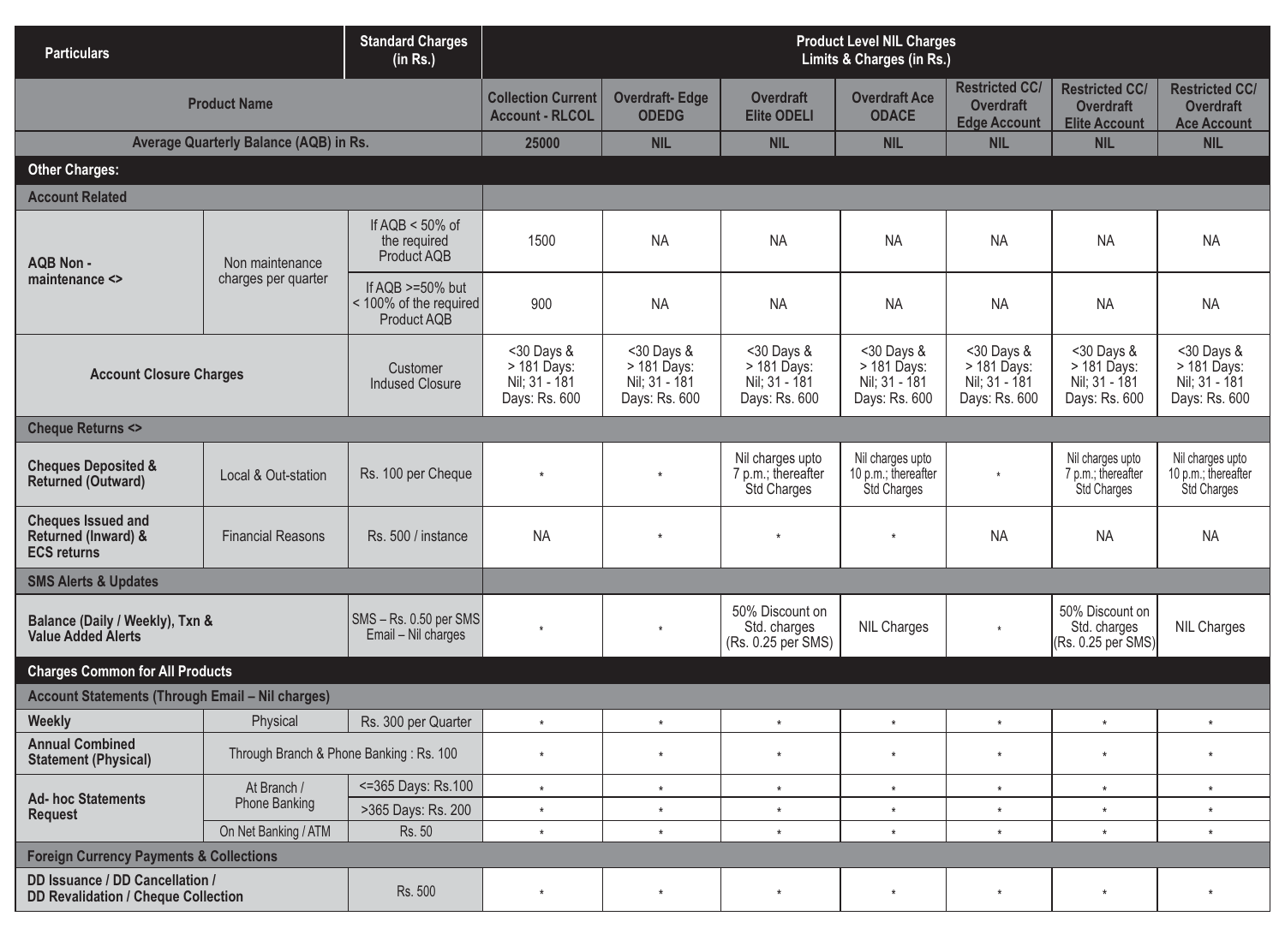| Particulars | | Standard Charges (in Rs.) | Product Level NIL Charges Limits & Charges (in Rs.) | | | | | | |
|---|---|---|---|---|---|---|---|---|---|
| Product Name | | | Collection Current Account - RLCOL | Overdraft- Edge ODEDG | Overdraft Elite ODELI | Overdraft Ace ODACE | Restricted CC/ Overdraft Edge Account | Restricted CC/ Overdraft Elite Account | Restricted CC/ Overdraft Ace Account |
| Average Quarterly Balance (AQB) in Rs. | | | 25000 | NIL | NIL | NIL | NIL | NIL | NIL |
| **Other Charges:** | | | | | | | | | |
| **Account Related** | | | | | | | | | |
| **AQB Non - maintenance <>** | Non maintenance charges per quarter | If AQB < 50% of the required Product AQB | 1500 | NA | NA | NA | NA | NA | NA |
| | | If AQB >=50% but < 100% of the required Product AQB | 900 | NA | NA | NA | NA | NA | NA |
| **Account Closure Charges** | | Customer Indused Closure | <30 Days & > 181 Days: Nil; 31 - 181 Days: Rs. 600 | <30 Days & > 181 Days: Nil; 31 - 181 Days: Rs. 600 | <30 Days & > 181 Days: Nil; 31 - 181 Days: Rs. 600 | <30 Days & > 181 Days: Nil; 31 - 181 Days: Rs. 600 | <30 Days & > 181 Days: Nil; 31 - 181 Days: Rs. 600 | <30 Days & > 181 Days: Nil; 31 - 181 Days: Rs. 600 | <30 Days & > 181 Days: Nil; 31 - 181 Days: Rs. 600 |
| **Cheque Returns <>** | | | | | | | | | |
| **Cheques Deposited & Returned (Outward)** | Local & Out-station | Rs. 100 per Cheque | * | * | Nil charges upto 7 p.m.; thereafter Std Charges | Nil charges upto 10 p.m.; thereafter Std Charges | * | Nil charges upto 7 p.m.; thereafter Std Charges | Nil charges upto 10 p.m.; thereafter Std Charges |
| **Cheques Issued and Returned (Inward) & ECS returns** | Financial Reasons | Rs. 500 / instance | NA | * | * | * | NA | NA | NA |
| **SMS Alerts & Updates** | | | | | | | | | |
| **Balance (Daily / Weekly), Txn & Value Added Alerts** | | SMS – Rs. 0.50 per SMS Email – Nil charges | * | * | 50% Discount on Std. charges (Rs. 0.25 per SMS) | NIL Charges | * | 50% Discount on Std. charges (Rs. 0.25 per SMS) | NIL Charges |
| **Charges Common for All Products** | | | | | | | | | |
| **Account Statements (Through Email – Nil charges)** | | | | | | | | | |
| **Weekly** | Physical | Rs. 300 per Quarter | * | * | * | * | * | * | * |
| **Annual Combined Statement (Physical)** | Through Branch & Phone Banking : Rs. 100 | | * | * | * | * | * | * | * |
| **Ad- hoc Statements Request** | At Branch / Phone Banking | <=365 Days: Rs.100 | * | * | * | * | * | * | * |
| | | >365 Days: Rs. 200 | * | * | * | * | * | * | * |
| | On Net Banking / ATM | Rs. 50 | * | * | * | * | * | * | * |
| **Foreign Currency Payments & Collections** | | | | | | | | | |
| **DD Issuance / DD Cancellation / DD Revalidation / Cheque Collection** | | Rs. 500 | * | * | * | * | * | * | * |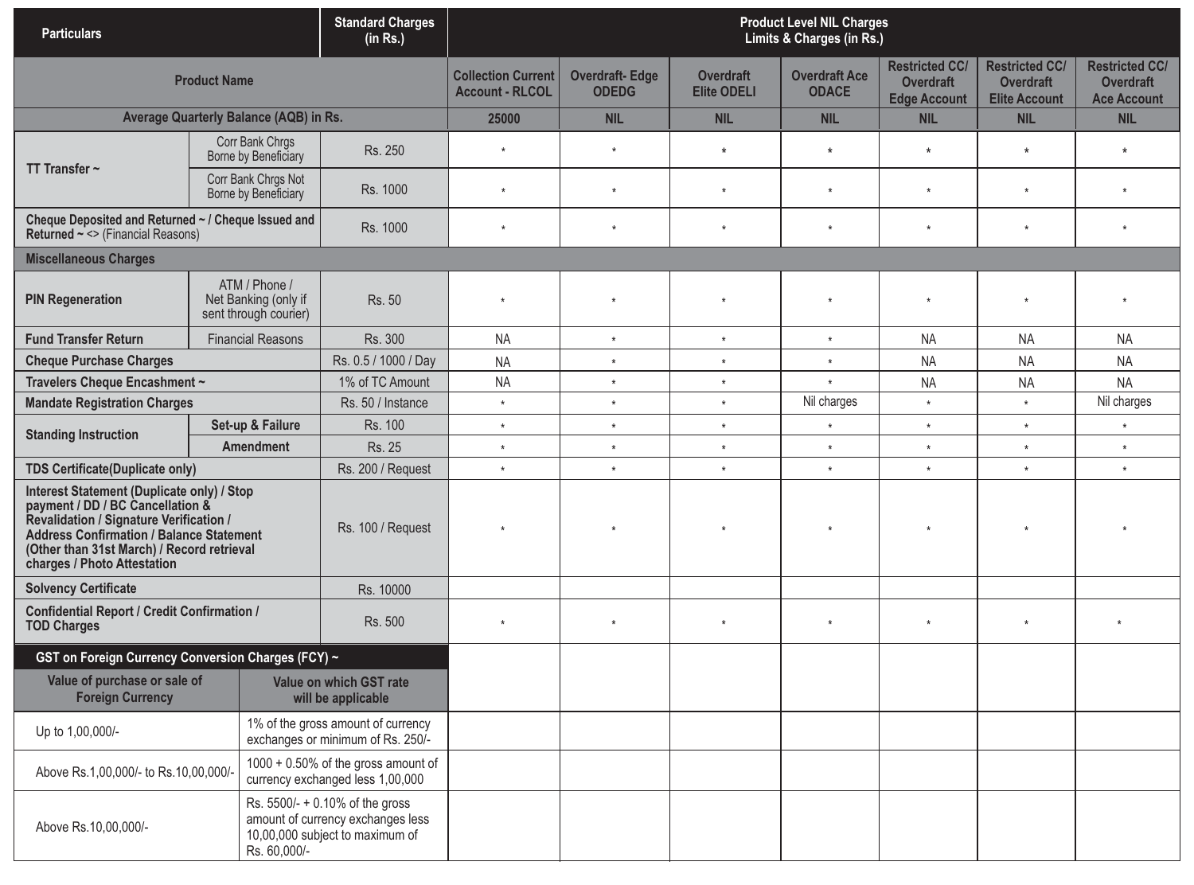| Particulars | | Standard Charges (in Rs.) | Product Level NIL Charges Limits & Charges (in Rs.) | | | | | | |
|---|---|---|---|---|---|---|---|---|---|
| Product Name | | | Collection Current Account - RLCOL | Overdraft- Edge ODEDG | Overdraft Elite ODELI | Overdraft Ace ODACE | Restricted CC/ Overdraft Edge Account | Restricted CC/ Overdraft Elite Account | Restricted CC/ Overdraft Ace Account |
| Average Quarterly Balance (AQB) in Rs. | | | 25000 | NIL | NIL | NIL | NIL | NIL | NIL |
| TT Transfer ~ | Corr Bank Chrgs Borne by Beneficiary | Rs. 250 | * | * | * | * | * | * | * |
| | Corr Bank Chrgs Not Borne by Beneficiary | Rs. 1000 | * | * | * | * | * | * | * |
| Cheque Deposited and Returned ~ / Cheque Issued and Returned ~ <> (Financial Reasons) | | Rs. 1000 | * | * | * | * | * | * | * |
| **Miscellaneous Charges** | | | | | | | | | |
| PIN Regeneration | ATM / Phone / Net Banking (only if sent through courier) | Rs. 50 | * | * | * | * | * | * | * |
| Fund Transfer Return | Financial Reasons | Rs. 300 | NA | * | * | * | NA | NA | NA |
| Cheque Purchase Charges | | Rs. 0.5 / 1000 / Day | NA | * | * | * | NA | NA | NA |
| Travelers Cheque Encashment ~ | | 1% of TC Amount | NA | * | * | * | NA | NA | NA |
| Mandate Registration Charges | | Rs. 50 / Instance | * | * | * | Nil charges | * | * | Nil charges |
| Standing Instruction | Set-up & Failure | Rs. 100 | * | * | * | * | * | * | * |
| | Amendment | Rs. 25 | * | * | * | * | * | * | * |
| TDS Certificate(Duplicate only) | | Rs. 200 / Request | * | * | * | * | * | * | * |
| Interest Statement (Duplicate only) / Stop payment / DD / BC Cancellation & Revalidation / Signature Verification / Address Confirmation / Balance Statement (Other than 31st March) / Record retrieval charges / Photo Attestation | | Rs. 100 / Request | * | * | * | * | * | * | * |
| Solvency Certificate | | Rs. 10000 | | | | | | | |
| Confidential Report / Credit Confirmation / TOD Charges | | Rs. 500 | * | * | * | * | * | * | * |

| GST on Foreign Currency Conversion Charges (FCY) ~ | |
|---|---|
| Value of purchase or sale of Foreign Currency | Value on which GST rate will be applicable |
| Up to 1,00,000/- | 1% of the gross amount of currency exchanges or minimum of Rs. 250/- |
| Above Rs.1,00,000/- to Rs.10,00,000/- | 1000 + 0.50% of the gross amount of currency exchanged less 1,00,000 |
| Above Rs.10,00,000/- | Rs. 5500/- + 0.10% of the gross amount of currency exchanges less 10,00,000 subject to maximum of Rs. 60,000/- |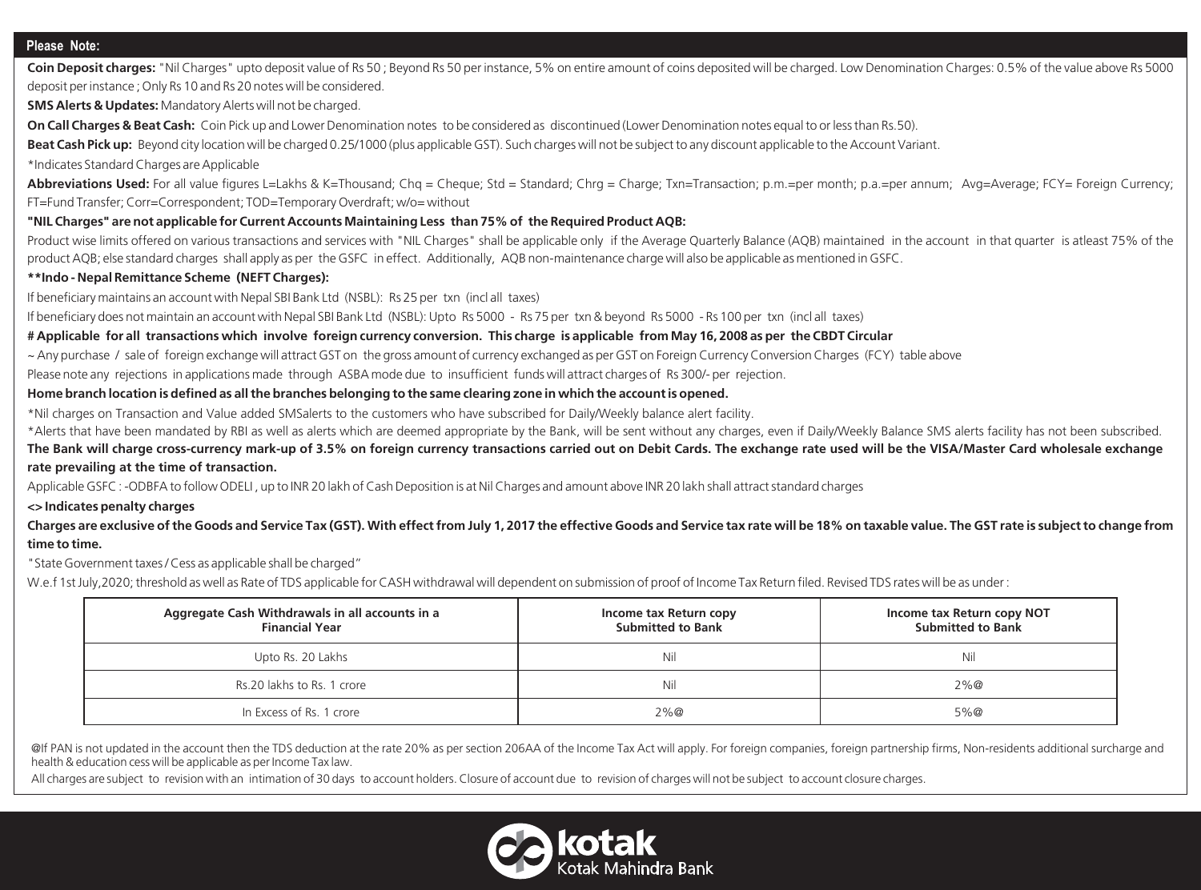## Please Note:

**Coin Deposit charges:** "Nil Charges" upto deposit value of Rs 50 ; Beyond Rs 50 per instance, 5% on entire amount of coins deposited will be charged. Low Denomination Charges: 0.5% of the value above Rs 5000 deposit per instance ; Only Rs 10 and Rs 20 notes will be considered.

**SMS Alerts & Updates:** Mandatory Alerts will not be charged.

**On Call Charges & Beat Cash:** Coin Pick up and Lower Denomination notes to be considered as discontinued (Lower Denomination notes equal to or less than Rs.50).

**Beat Cash Pick up:** Beyond city location will be charged 0.25/1000 (plus applicable GST). Such charges will not be subject to any discount applicable to the Account Variant.

*Indicates Standard Charges are Applicable

**Abbreviations Used:** For all value figures L=Lakhs & K=Thousand; Chq = Cheque; Std = Standard; Chrg = Charge; Txn=Transaction; p.m.=per month; p.a.=per annum; Avg=Average; FCY= Foreign Currency; FT=Fund Transfer; Corr=Correspondent; TOD=Temporary Overdraft; w/o= without

**"NIL Charges" are not applicable for Current Accounts Maintaining Less than 75% of the Required Product AQB:**

Product wise limits offered on various transactions and services with "NIL Charges" shall be applicable only if the Average Quarterly Balance (AQB) maintained in the account in that quarter is atleast 75% of the product AQB; else standard charges shall apply as per the GSFC in effect. Additionally, AQB non-maintenance charge will also be applicable as mentioned in GSFC.

**\*\*Indo - Nepal Remittance Scheme (NEFT Charges):**

If beneficiary maintains an account with Nepal SBI Bank Ltd (NSBL): Rs 25 per txn (incl all taxes)

If beneficiary does not maintain an account with Nepal SBI Bank Ltd (NSBL): Upto Rs 5000 - Rs 75 per txn & beyond Rs 5000 - Rs 100 per txn (incl all taxes)

**# Applicable for all transactions which involve foreign currency conversion. This charge is applicable from May 16, 2008 as per the CBDT Circular**

~ Any purchase / sale of foreign exchange will attract GST on the gross amount of currency exchanged as per GST on Foreign Currency Conversion Charges (FCY) table above

Please note any rejections in applications made through ASBA mode due to insufficient funds will attract charges of Rs 300/- per rejection.

**Home branch location is defined as all the branches belonging to the same clearing zone in which the account is opened.**

*Nil charges on Transaction and Value added SMSalerts to the customers who have subscribed for Daily/Weekly balance alert facility.

*Alerts that have been mandated by RBI as well as alerts which are deemed appropriate by the Bank, will be sent without any charges, even if Daily/Weekly Balance SMS alerts facility has not been subscribed.

**The Bank will charge cross-currency mark-up of 3.5% on foreign currency transactions carried out on Debit Cards. The exchange rate used will be the VISA/Master Card wholesale exchange rate prevailing at the time of transaction.**

Applicable GSFC : -ODBFA to follow ODELI , up to INR 20 lakh of Cash Deposition is at Nil Charges and amount above INR 20 lakh shall attract standard charges

**<> Indicates penalty charges**

**Charges are exclusive of the Goods and Service Tax (GST). With effect from July 1, 2017 the effective Goods and Service tax rate will be 18% on taxable value. The GST rate is subject to change from time to time.**

"State Government taxes / Cess as applicable shall be charged"

W.e.f 1st July,2020; threshold as well as Rate of TDS applicable for CASH withdrawal will dependent on submission of proof of Income Tax Return filed. Revised TDS rates will be as under :

| Aggregate Cash Withdrawals in all accounts in a Financial Year | Income tax Return copy Submitted to Bank | Income tax Return copy NOT Submitted to Bank |
|---|---|---|
| Upto Rs. 20 Lakhs | Nil | Nil |
| Rs.20 lakhs to Rs. 1 crore | Nil | 2%@ |
| In Excess of Rs. 1 crore | 2%@ | 5%@ |

@If PAN is not updated in the account then the TDS deduction at the rate 20% as per section 206AA of the Income Tax Act will apply. For foreign companies, foreign partnership firms, Non-residents additional surcharge and health & education cess will be applicable as per Income Tax law.

All charges are subject to revision with an intimation of 30 days to account holders. Closure of account due to revision of charges will not be subject to account closure charges.

kotak
Kotak Mahindra Bank